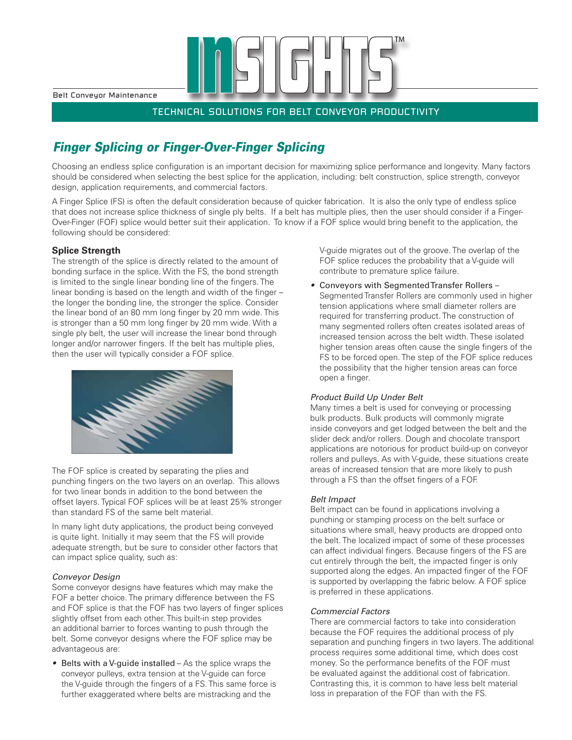Belt Conveyor Maintenance

# INSIGHTS™

TECHNICAL SOLUTIONS FOR BELT CONVEYOR PRODUCTIVITY

## *Finger Splicing or Finger-Over-Finger Splicing*

Choosing an endless splice configuration is an important decision for maximizing splice performance and longevity. Many factors should be considered when selecting the best splice for the application, including: belt construction, splice strength, conveyor design, application requirements, and commercial factors.

A Finger Splice (FS) is often the default consideration because of quicker fabrication. It is also the only type of endless splice that does not increase splice thickness of single ply belts. If a belt has multiple plies, then the user should consider if a Finger-Over-Finger (FOF) splice would better suit their application. To know if a FOF splice would bring benefit to the application, the following should be considered:

### Splice Strength

The strength of the splice is directly related to the amount of bonding surface in the splice. With the FS, the bond strength is limited to the single linear bonding line of the fingers. The linear bonding is based on the length and width of the finger – the longer the bonding line, the stronger the splice. Consider the linear bond of an 80 mm long finger by 20 mm wide. This is stronger than a 50 mm long finger by 20 mm wide. With a single ply belt, the user will increase the linear bond through longer and/or narrower fingers. If the belt has multiple plies, then the user will typically consider a FOF splice.

The FOF splice is created by separating the plies and punching fingers on the two layers on an overlap. This allows for two linear bonds in addition to the bond between the offset layers. Typical FOF splices will be at least 25% stronger than standard FS of the same belt material.

In many light duty applications, the product being conveyed is quite light. Initially it may seem that the FS will provide adequate strength, but be sure to consider other factors that can impact splice quality, such as:

#### *Conveyor Design*

Some conveyor designs have features which may make the FOF a better choice. The primary difference between the FS and FOF splice is that the FOF has two layers of finger splices slightly offset from each other. This built-in step provides an additional barrier to forces wanting to push through the belt. Some conveyor designs where the FOF splice may be advantageous are:

- Belts with a V-guide installed – As the splice wraps the conveyor pulleys, extra tension at the V-guide can force the V-guide through the fingers of a FS. This same force is further exaggerated where belts are mistracking and the V-guide migrates out of the groove. The overlap of the FOF splice reduces the probability that a V-guide will contribute to premature splice failure.
- Conveyors with Segmented Transfer Rollers – Segmented Transfer Rollers are commonly used in higher tension applications where small diameter rollers are required for transferring product. The construction of many segmented rollers often creates isolated areas of increased tension across the belt width. These isolated higher tension areas often cause the single fingers of the FS to be forced open. The step of the FOF splice reduces the possibility that the higher tension areas can force open a finger.

#### *Product Build Up Under Belt*

Many times a belt is used for conveying or processing bulk products. Bulk products will commonly migrate inside conveyors and get lodged between the belt and the slider deck and/or rollers. Dough and chocolate transport applications are notorious for product build-up on conveyor rollers and pulleys. As with V-guide, these situations create areas of increased tension that are more likely to push through a FS than the offset fingers of a FOF.

#### *Belt Impact*

Belt impact can be found in applications involving a punching or stamping process on the belt surface or situations where small, heavy products are dropped onto the belt. The localized impact of some of these processes can affect individual fingers. Because fingers of the FS are cut entirely through the belt, the impacted finger is only supported along the edges. An impacted finger of the FOF is supported by overlapping the fabric below. A FOF splice is preferred in these applications.

#### *Commercial Factors*

There are commercial factors to take into consideration because the FOF requires the additional process of ply separation and punching fingers in two layers. The additional process requires some additional time, which does cost money. So the performance benefits of the FOF must be evaluated against the additional cost of fabrication. Contrasting this, it is common to have less belt material loss in preparation of the FOF than with the FS.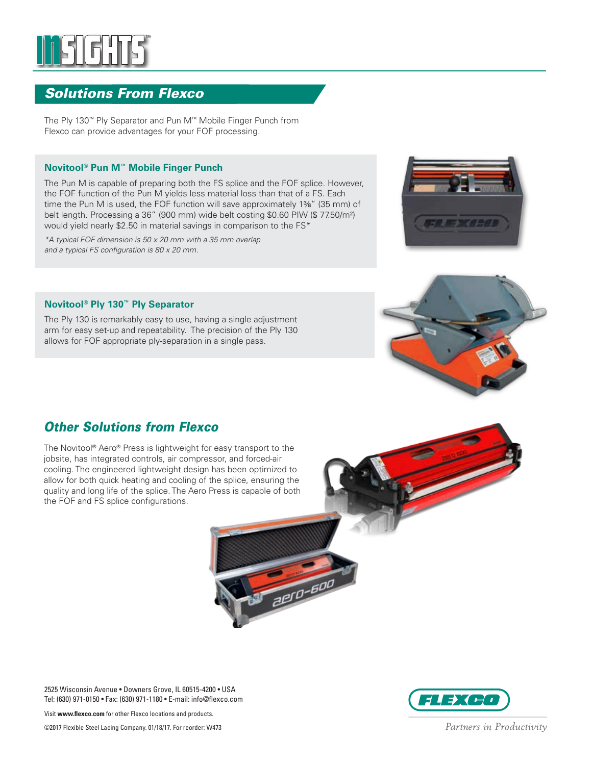# INSIGHTS™

## Solutions From Flexco

The Ply 130™ Ply Separator and Pun M™ Mobile Finger Punch from Flexco can provide advantages for your FOF processing.

### Novitool® Pun M™ Mobile Finger Punch

The Pun M is capable of preparing both the FS splice and the FOF splice. However, the FOF function of the Pun M yields less material loss than that of a FS. Each time the Pun M is used, the FOF function will save approximately 1⅜" (35 mm) of belt length. Processing a 36" (900 mm) wide belt costing $0.60 PIW ($ 77.50/m²) would yield nearly $2.50 in material savings in comparison to the FS*

*\*A typical FOF dimension is 50 x 20 mm with a 35 mm overlap and a typical FS configuration is 80 x 20 mm.*

### Novitool® Ply 130™ Ply Separator

The Ply 130 is remarkably easy to use, having a single adjustment arm for easy set-up and repeatability. The precision of the Ply 130 allows for FOF appropriate ply-separation in a single pass.

## Other Solutions from Flexco

The Novitool® Aero® Press is lightweight for easy transport to the jobsite, has integrated controls, air compressor, and forced-air cooling. The engineered lightweight design has been optimized to allow for both quick heating and cooling of the splice, ensuring the quality and long life of the splice. The Aero Press is capable of both the FOF and FS splice configurations.

2525 Wisconsin Avenue • Downers Grove, IL 60515-4200 • USA
Tel: (630) 971-0150 • Fax: (630) 971-1180 • E-mail: info@flexco.com

Visit **www.flexco.com** for other Flexco locations and products.

©2017 Flexible Steel Lacing Company. 01/18/17. For reorder: W473

FLEXCO
*Partners in Productivity*